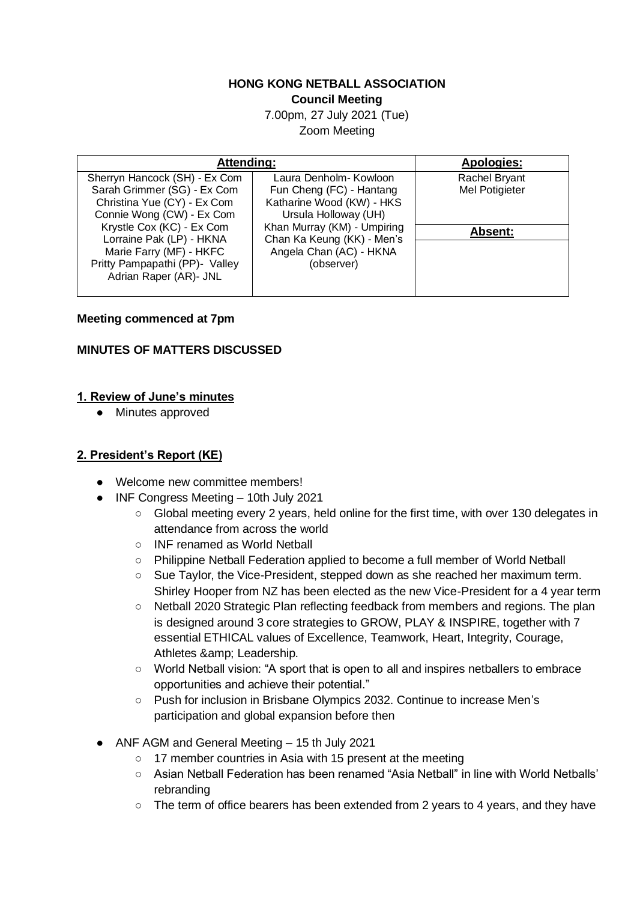**HONG KONG NETBALL ASSOCIATION**

**Council Meeting**

7.00pm, 27 July 2021 (Tue)

Zoom Meeting

| **Attending:** | | **Apologies:** |
|---|---|---|
| Sherryn Hancock (SH) - Ex Com<br>Sarah Grimmer (SG) - Ex Com<br>Christina Yue (CY) - Ex Com<br>Connie Wong (CW) - Ex Com<br>Krystle Cox (KC) - Ex Com<br>Lorraine Pak (LP) - HKNA<br>Marie Farry (MF) - HKFC<br>Pritty Pampapathi (PP)- Valley<br>Adrian Raper (AR)- JNL | Laura Denholm- Kowloon<br>Fun Cheng (FC) - Hantang<br>Katharine Wood (KW) - HKS<br>Ursula Holloway (UH)<br>Khan Murray (KM) - Umpiring<br>Chan Ka Keung (KK) - Men's<br>Angela Chan (AC) - HKNA<br>(observer) | Rachel Bryant<br>Mel Potigieter<br><br>**Absent:** |

**Meeting commenced at 7pm**

**MINUTES OF MATTERS DISCUSSED**

## 1. Review of June's minutes

- Minutes approved

## 2. President's Report (KE)

- Welcome new committee members!
- INF Congress Meeting – 10th July 2021
  - Global meeting every 2 years, held online for the first time, with over 130 delegates in attendance from across the world
  - INF renamed as World Netball
  - Philippine Netball Federation applied to become a full member of World Netball
  - Sue Taylor, the Vice-President, stepped down as she reached her maximum term. Shirley Hooper from NZ has been elected as the new Vice-President for a 4 year term
  - Netball 2020 Strategic Plan reflecting feedback from members and regions. The plan is designed around 3 core strategies to GROW, PLAY & INSPIRE, together with 7 essential ETHICAL values of Excellence, Teamwork, Heart, Integrity, Courage, Athletes &amp; Leadership.
  - World Netball vision: "A sport that is open to all and inspires netballers to embrace opportunities and achieve their potential."
  - Push for inclusion in Brisbane Olympics 2032. Continue to increase Men's participation and global expansion before then
- ANF AGM and General Meeting – 15 th July 2021
  - 17 member countries in Asia with 15 present at the meeting
  - Asian Netball Federation has been renamed "Asia Netball" in line with World Netballs' rebranding
  - The term of office bearers has been extended from 2 years to 4 years, and they have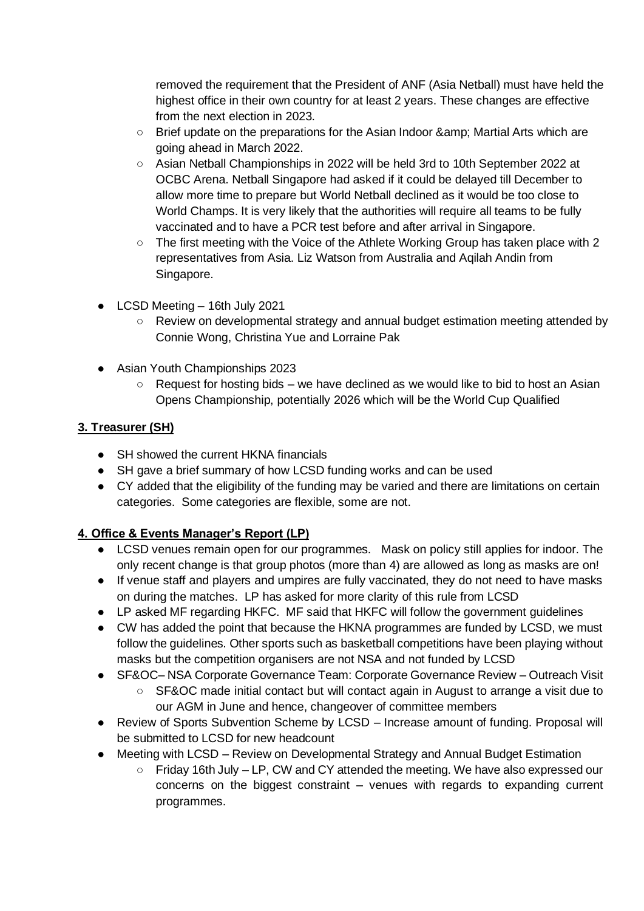removed the requirement that the President of ANF (Asia Netball) must have held the highest office in their own country for at least 2 years. These changes are effective from the next election in 2023.
    - Brief update on the preparations for the Asian Indoor &amp; Martial Arts which are going ahead in March 2022.
    - Asian Netball Championships in 2022 will be held 3rd to 10th September 2022 at OCBC Arena. Netball Singapore had asked if it could be delayed till December to allow more time to prepare but World Netball declined as it would be too close to World Champs. It is very likely that the authorities will require all teams to be fully vaccinated and to have a PCR test before and after arrival in Singapore.
    - The first meeting with the Voice of the Athlete Working Group has taken place with 2 representatives from Asia. Liz Watson from Australia and Aqilah Andin from Singapore.

- LCSD Meeting – 16th July 2021
    - Review on developmental strategy and annual budget estimation meeting attended by Connie Wong, Christina Yue and Lorraine Pak

- Asian Youth Championships 2023
    - Request for hosting bids – we have declined as we would like to bid to host an Asian Opens Championship, potentially 2026 which will be the World Cup Qualified

**3. Treasurer (SH)**

- SH showed the current HKNA financials
- SH gave a brief summary of how LCSD funding works and can be used
- CY added that the eligibility of the funding may be varied and there are limitations on certain categories. Some categories are flexible, some are not.

**4. Office & Events Manager's Report (LP)**

- LCSD venues remain open for our programmes. Mask on policy still applies for indoor. The only recent change is that group photos (more than 4) are allowed as long as masks are on!
- If venue staff and players and umpires are fully vaccinated, they do not need to have masks on during the matches. LP has asked for more clarity of this rule from LCSD
- LP asked MF regarding HKFC. MF said that HKFC will follow the government guidelines
- CW has added the point that because the HKNA programmes are funded by LCSD, we must follow the guidelines. Other sports such as basketball competitions have been playing without masks but the competition organisers are not NSA and not funded by LCSD
- SF&OC– NSA Corporate Governance Team: Corporate Governance Review – Outreach Visit
    - SF&OC made initial contact but will contact again in August to arrange a visit due to our AGM in June and hence, changeover of committee members
- Review of Sports Subvention Scheme by LCSD – Increase amount of funding. Proposal will be submitted to LCSD for new headcount
- Meeting with LCSD – Review on Developmental Strategy and Annual Budget Estimation
    - Friday 16th July – LP, CW and CY attended the meeting. We have also expressed our concerns on the biggest constraint – venues with regards to expanding current programmes.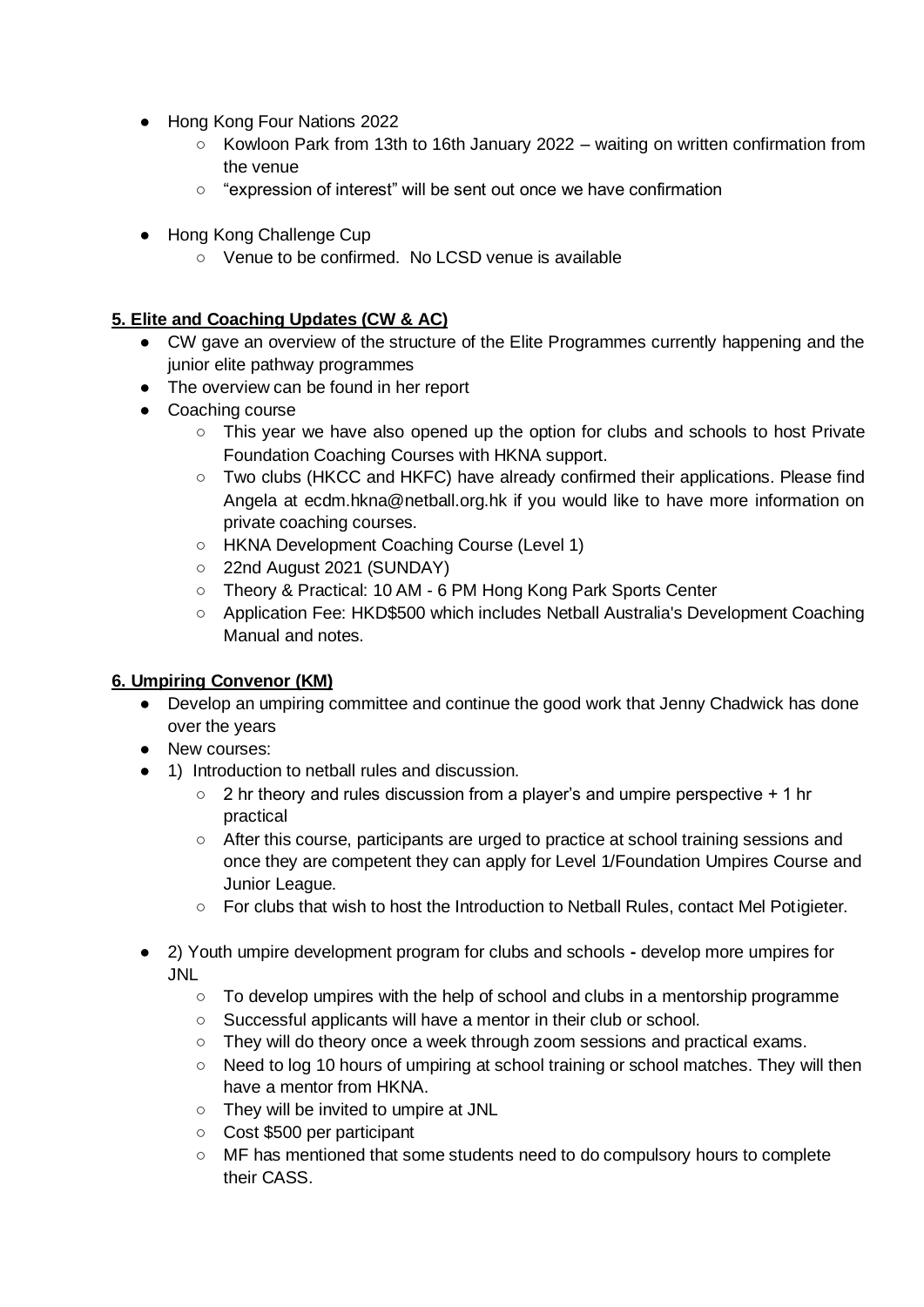- Hong Kong Four Nations 2022
    - Kowloon Park from 13th to 16th January 2022 – waiting on written confirmation from the venue
    - "expression of interest" will be sent out once we have confirmation
- Hong Kong Challenge Cup
    - Venue to be confirmed. No LCSD venue is available

**5. Elite and Coaching Updates (CW & AC)**

- CW gave an overview of the structure of the Elite Programmes currently happening and the junior elite pathway programmes
- The overview can be found in her report
- Coaching course
    - This year we have also opened up the option for clubs and schools to host Private Foundation Coaching Courses with HKNA support.
    - Two clubs (HKCC and HKFC) have already confirmed their applications. Please find Angela at ecdm.hkna@netball.org.hk if you would like to have more information on private coaching courses.
    - HKNA Development Coaching Course (Level 1)
    - 22nd August 2021 (SUNDAY)
    - Theory & Practical: 10 AM - 6 PM Hong Kong Park Sports Center
    - Application Fee: HKD$500 which includes Netball Australia's Development Coaching Manual and notes.

**6. Umpiring Convenor (KM)**

- Develop an umpiring committee and continue the good work that Jenny Chadwick has done over the years
- New courses:
- 1) Introduction to netball rules and discussion.
    - 2 hr theory and rules discussion from a player's and umpire perspective + 1 hr practical
    - After this course, participants are urged to practice at school training sessions and once they are competent they can apply for Level 1/Foundation Umpires Course and Junior League.
    - For clubs that wish to host the Introduction to Netball Rules, contact Mel Potigieter.

- 2) Youth umpire development program for clubs and schools **-** develop more umpires for JNL
    - To develop umpires with the help of school and clubs in a mentorship programme
    - Successful applicants will have a mentor in their club or school.
    - They will do theory once a week through zoom sessions and practical exams.
    - Need to log 10 hours of umpiring at school training or school matches. They will then have a mentor from HKNA.
    - They will be invited to umpire at JNL
    - Cost $500 per participant
    - MF has mentioned that some students need to do compulsory hours to complete their CASS.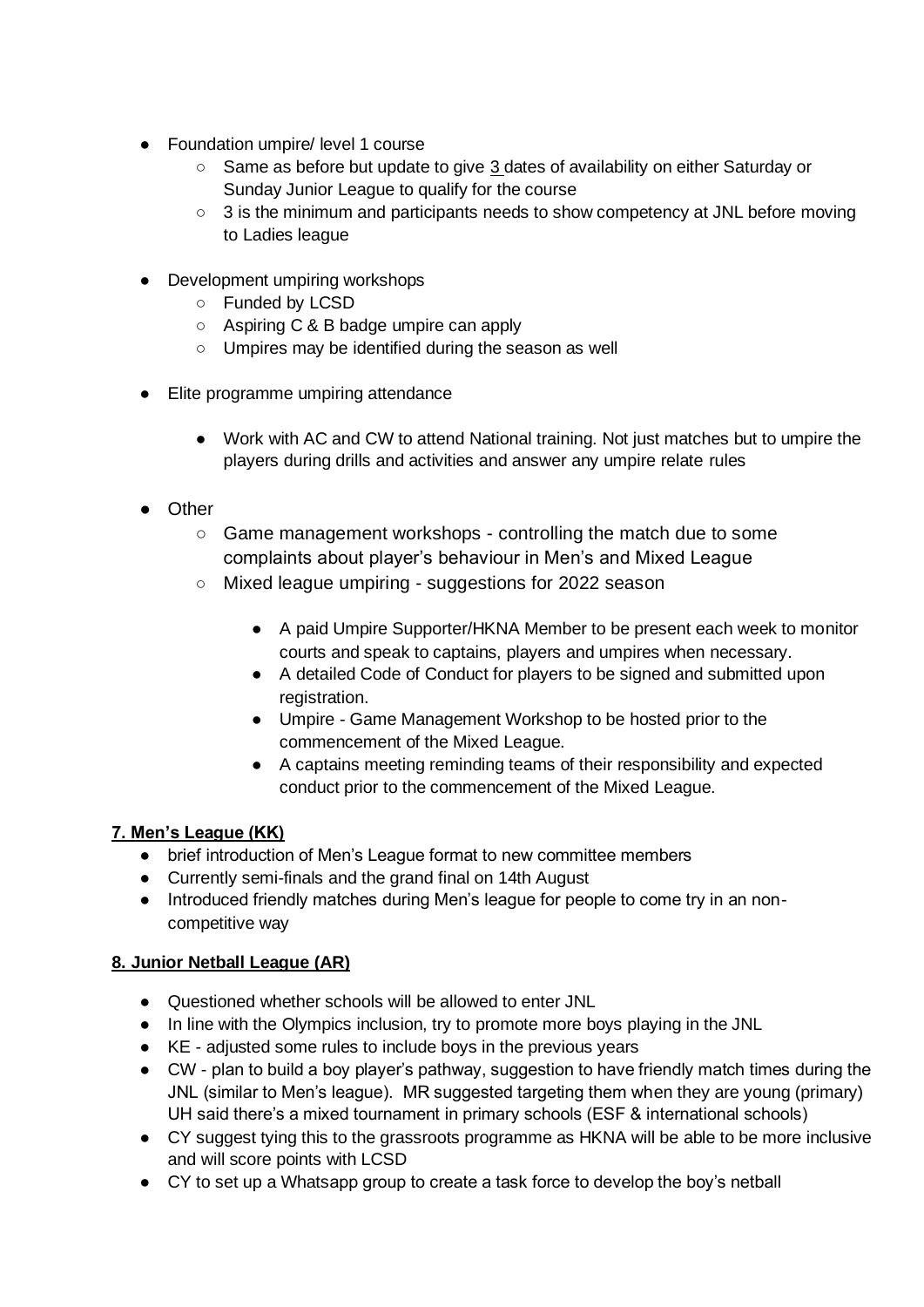- Foundation umpire/ level 1 course
  - Same as before but update to give 3 dates of availability on either Saturday or Sunday Junior League to qualify for the course
  - 3 is the minimum and participants needs to show competency at JNL before moving to Ladies league

- Development umpiring workshops
  - Funded by LCSD
  - Aspiring C & B badge umpire can apply
  - Umpires may be identified during the season as well

- Elite programme umpiring attendance

  - Work with AC and CW to attend National training. Not just matches but to umpire the players during drills and activities and answer any umpire relate rules

- Other
  - Game management workshops - controlling the match due to some complaints about player's behaviour in Men's and Mixed League
  - Mixed league umpiring - suggestions for 2022 season

    - A paid Umpire Supporter/HKNA Member to be present each week to monitor courts and speak to captains, players and umpires when necessary.
    - A detailed Code of Conduct for players to be signed and submitted upon registration.
    - Umpire - Game Management Workshop to be hosted prior to the commencement of the Mixed League.
    - A captains meeting reminding teams of their responsibility and expected conduct prior to the commencement of the Mixed League.

**7. Men's League (KK)**

- brief introduction of Men's League format to new committee members
- Currently semi-finals and the grand final on 14th August
- Introduced friendly matches during Men's league for people to come try in an non-competitive way

**8. Junior Netball League (AR)**

- Questioned whether schools will be allowed to enter JNL
- In line with the Olympics inclusion, try to promote more boys playing in the JNL
- KE - adjusted some rules to include boys in the previous years
- CW - plan to build a boy player's pathway, suggestion to have friendly match times during the JNL (similar to Men's league). MR suggested targeting them when they are young (primary) UH said there's a mixed tournament in primary schools (ESF & international schools)
- CY suggest tying this to the grassroots programme as HKNA will be able to be more inclusive and will score points with LCSD
- CY to set up a Whatsapp group to create a task force to develop the boy's netball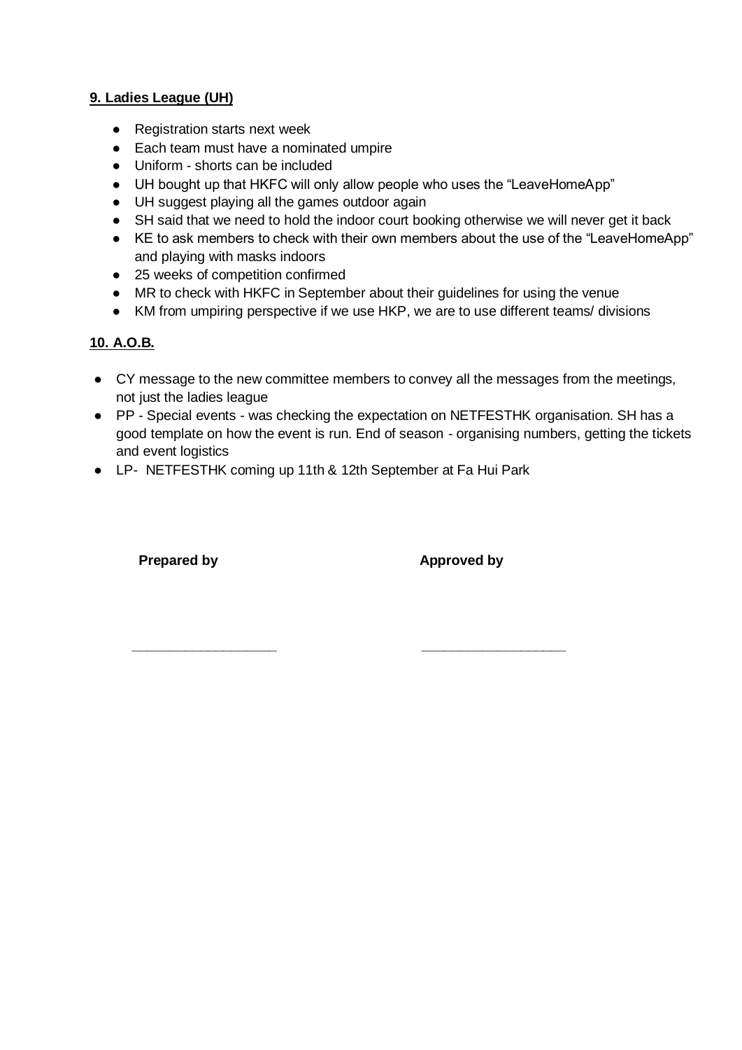**9. Ladies League (UH)**

- Registration starts next week
- Each team must have a nominated umpire
- Uniform - shorts can be included
- UH bought up that HKFC will only allow people who uses the "LeaveHomeApp"
- UH suggest playing all the games outdoor again
- SH said that we need to hold the indoor court booking otherwise we will never get it back
- KE to ask members to check with their own members about the use of the "LeaveHomeApp" and playing with masks indoors
- 25 weeks of competition confirmed
- MR to check with HKFC in September about their guidelines for using the venue
- KM from umpiring perspective if we use HKP, we are to use different teams/ divisions

**10. A.O.B.**

- CY message to the new committee members to convey all the messages from the meetings, not just the ladies league
- PP - Special events - was checking the expectation on NETFESTHK organisation. SH has a good template on how the event is run. End of season - organising numbers, getting the tickets and event logistics
- LP- NETFESTHK coming up 11th & 12th September at Fa Hui Park

| **Prepared by** | **Approved by** |
| --- | --- |
| ____________________ | ____________________ |